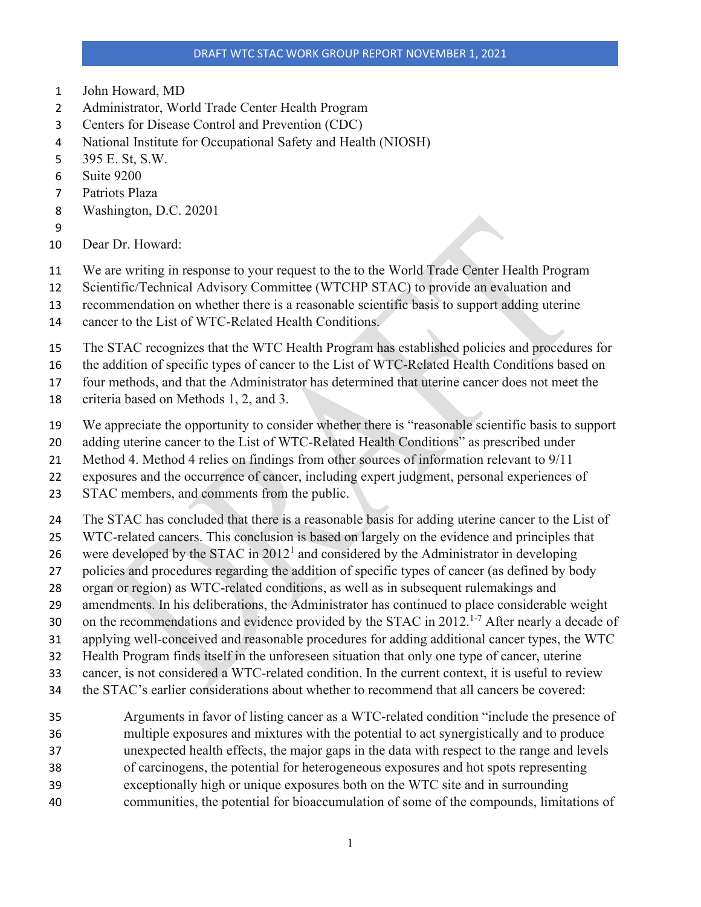John Howard, MD
Administrator, World Trade Center Health Program
Centers for Disease Control and Prevention (CDC)
National Institute for Occupational Safety and Health (NIOSH)
395 E. St, S.W.
Suite 9200
Patriots Plaza
Washington, D.C. 20201

Dear Dr. Howard:

We are writing in response to your request to the to the World Trade Center Health Program Scientific/Technical Advisory Committee (WTCHP STAC) to provide an evaluation and recommendation on whether there is a reasonable scientific basis to support adding uterine cancer to the List of WTC-Related Health Conditions.

The STAC recognizes that the WTC Health Program has established policies and procedures for the addition of specific types of cancer to the List of WTC-Related Health Conditions based on four methods, and that the Administrator has determined that uterine cancer does not meet the criteria based on Methods 1, 2, and 3.

We appreciate the opportunity to consider whether there is "reasonable scientific basis to support adding uterine cancer to the List of WTC-Related Health Conditions" as prescribed under Method 4. Method 4 relies on findings from other sources of information relevant to 9/11 exposures and the occurrence of cancer, including expert judgment, personal experiences of STAC members, and comments from the public.

The STAC has concluded that there is a reasonable basis for adding uterine cancer to the List of WTC-related cancers. This conclusion is based on largely on the evidence and principles that were developed by the STAC in 2012[1] and considered by the Administrator in developing policies and procedures regarding the addition of specific types of cancer (as defined by body organ or region) as WTC-related conditions, as well as in subsequent rulemakings and amendments. In his deliberations, the Administrator has continued to place considerable weight on the recommendations and evidence provided by the STAC in 2012.[1-7] After nearly a decade of applying well-conceived and reasonable procedures for adding additional cancer types, the WTC Health Program finds itself in the unforeseen situation that only one type of cancer, uterine cancer, is not considered a WTC-related condition. In the current context, it is useful to review the STAC's earlier considerations about whether to recommend that all cancers be covered:

> Arguments in favor of listing cancer as a WTC-related condition "include the presence of multiple exposures and mixtures with the potential to act synergistically and to produce unexpected health effects, the major gaps in the data with respect to the range and levels of carcinogens, the potential for heterogeneous exposures and hot spots representing exceptionally high or unique exposures both on the WTC site and in surrounding communities, the potential for bioaccumulation of some of the compounds, limitations of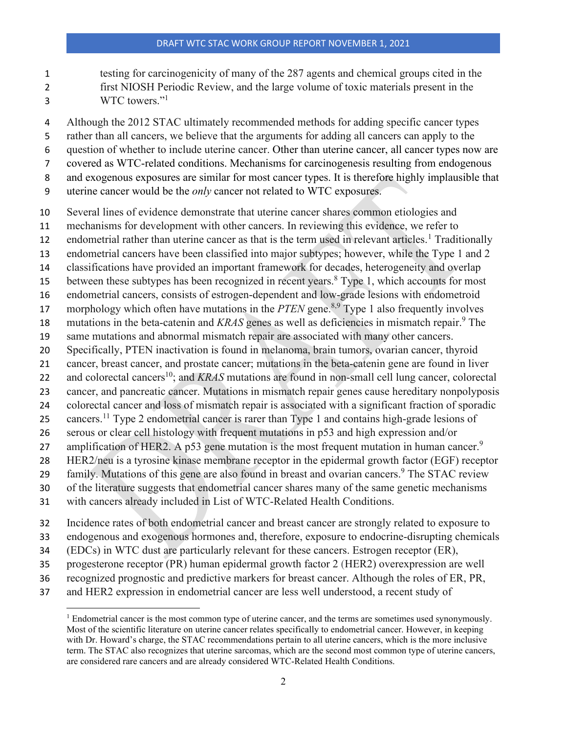testing for carcinogenicity of many of the 287 agents and chemical groups cited in the first NIOSH Periodic Review, and the large volume of toxic materials present in the WTC towers."[1]

Although the 2012 STAC ultimately recommended methods for adding specific cancer types rather than all cancers, we believe that the arguments for adding all cancers can apply to the question of whether to include uterine cancer. Other than uterine cancer, all cancer types now are covered as WTC-related conditions. Mechanisms for carcinogenesis resulting from endogenous and exogenous exposures are similar for most cancer types. It is therefore highly implausible that uterine cancer would be the *only* cancer not related to WTC exposures.

Several lines of evidence demonstrate that uterine cancer shares common etiologies and mechanisms for development with other cancers. In reviewing this evidence, we refer to endometrial rather than uterine cancer as that is the term used in relevant articles.[1] Traditionally endometrial cancers have been classified into major subtypes; however, while the Type 1 and 2 classifications have provided an important framework for decades, heterogeneity and overlap between these subtypes has been recognized in recent years.[8] Type 1, which accounts for most endometrial cancers, consists of estrogen-dependent and low-grade lesions with endometroid morphology which often have mutations in the *PTEN* gene.[8,9] Type 1 also frequently involves mutations in the beta-catenin and *KRAS* genes as well as deficiencies in mismatch repair.[9] The same mutations and abnormal mismatch repair are associated with many other cancers. Specifically, PTEN inactivation is found in melanoma, brain tumors, ovarian cancer, thyroid cancer, breast cancer, and prostate cancer; mutations in the beta-catenin gene are found in liver and colorectal cancers[10]; and *KRAS* mutations are found in non-small cell lung cancer, colorectal cancer, and pancreatic cancer. Mutations in mismatch repair genes cause hereditary nonpolyposis colorectal cancer and loss of mismatch repair is associated with a significant fraction of sporadic cancers.[11] Type 2 endometrial cancer is rarer than Type 1 and contains high-grade lesions of serous or clear cell histology with frequent mutations in p53 and high expression and/or amplification of HER2. A p53 gene mutation is the most frequent mutation in human cancer.[9] HER2/neu is a tyrosine kinase membrane receptor in the epidermal growth factor (EGF) receptor family. Mutations of this gene are also found in breast and ovarian cancers.[9] The STAC review of the literature suggests that endometrial cancer shares many of the same genetic mechanisms with cancers already included in List of WTC-Related Health Conditions.

Incidence rates of both endometrial cancer and breast cancer are strongly related to exposure to endogenous and exogenous hormones and, therefore, exposure to endocrine-disrupting chemicals (EDCs) in WTC dust are particularly relevant for these cancers. Estrogen receptor (ER), progesterone receptor (PR) human epidermal growth factor 2 (HER2) overexpression are well recognized prognostic and predictive markers for breast cancer. Although the roles of ER, PR, and HER2 expression in endometrial cancer are less well understood, a recent study of

---

[1] Endometrial cancer is the most common type of uterine cancer, and the terms are sometimes used synonymously. Most of the scientific literature on uterine cancer relates specifically to endometrial cancer. However, in keeping with Dr. Howard's charge, the STAC recommendations pertain to all uterine cancers, which is the more inclusive term. The STAC also recognizes that uterine sarcomas, which are the second most common type of uterine cancers, are considered rare cancers and are already considered WTC-Related Health Conditions.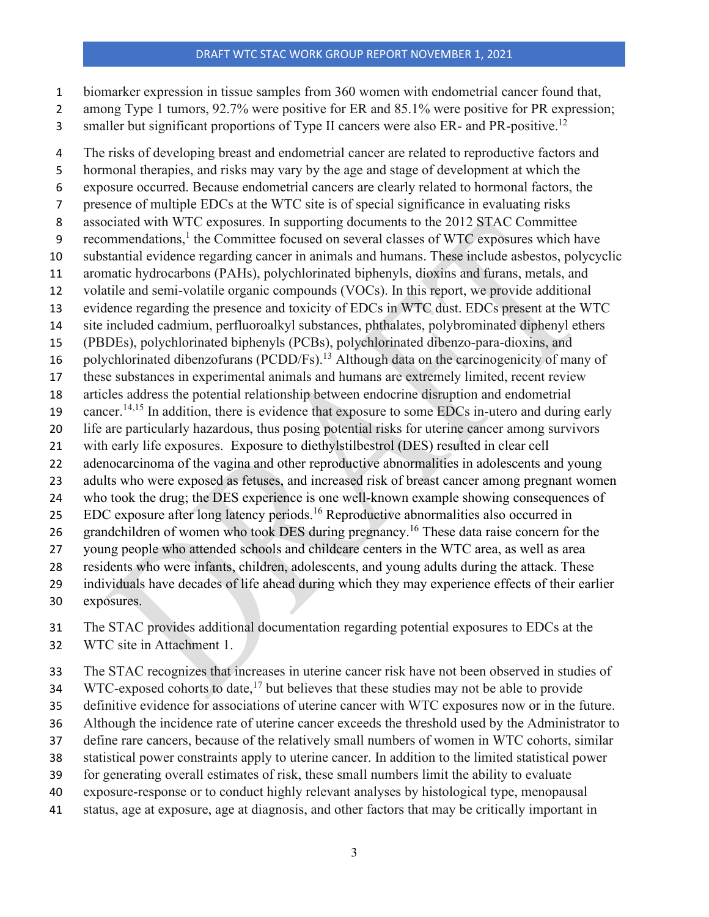biomarker expression in tissue samples from 360 women with endometrial cancer found that, among Type 1 tumors, 92.7% were positive for ER and 85.1% were positive for PR expression; smaller but significant proportions of Type II cancers were also ER- and PR-positive.[12]

The risks of developing breast and endometrial cancer are related to reproductive factors and hormonal therapies, and risks may vary by the age and stage of development at which the exposure occurred. Because endometrial cancers are clearly related to hormonal factors, the presence of multiple EDCs at the WTC site is of special significance in evaluating risks associated with WTC exposures. In supporting documents to the 2012 STAC Committee recommendations,[1] the Committee focused on several classes of WTC exposures which have substantial evidence regarding cancer in animals and humans. These include asbestos, polycyclic aromatic hydrocarbons (PAHs), polychlorinated biphenyls, dioxins and furans, metals, and volatile and semi-volatile organic compounds (VOCs). In this report, we provide additional evidence regarding the presence and toxicity of EDCs in WTC dust. EDCs present at the WTC site included cadmium, perfluoroalkyl substances, phthalates, polybrominated diphenyl ethers (PBDEs), polychlorinated biphenyls (PCBs), polychlorinated dibenzo-para-dioxins, and polychlorinated dibenzofurans (PCDD/Fs).[13] Although data on the carcinogenicity of many of these substances in experimental animals and humans are extremely limited, recent review articles address the potential relationship between endocrine disruption and endometrial cancer.[14,15] In addition, there is evidence that exposure to some EDCs in-utero and during early life are particularly hazardous, thus posing potential risks for uterine cancer among survivors with early life exposures. Exposure to diethylstilbestrol (DES) resulted in clear cell adenocarcinoma of the vagina and other reproductive abnormalities in adolescents and young adults who were exposed as fetuses, and increased risk of breast cancer among pregnant women who took the drug; the DES experience is one well-known example showing consequences of EDC exposure after long latency periods.[16] Reproductive abnormalities also occurred in grandchildren of women who took DES during pregnancy.[16] These data raise concern for the young people who attended schools and childcare centers in the WTC area, as well as area residents who were infants, children, adolescents, and young adults during the attack. These individuals have decades of life ahead during which they may experience effects of their earlier exposures.

The STAC provides additional documentation regarding potential exposures to EDCs at the WTC site in Attachment 1.

The STAC recognizes that increases in uterine cancer risk have not been observed in studies of WTC-exposed cohorts to date,[17] but believes that these studies may not be able to provide definitive evidence for associations of uterine cancer with WTC exposures now or in the future. Although the incidence rate of uterine cancer exceeds the threshold used by the Administrator to define rare cancers, because of the relatively small numbers of women in WTC cohorts, similar statistical power constraints apply to uterine cancer. In addition to the limited statistical power for generating overall estimates of risk, these small numbers limit the ability to evaluate exposure-response or to conduct highly relevant analyses by histological type, menopausal status, age at exposure, age at diagnosis, and other factors that may be critically important in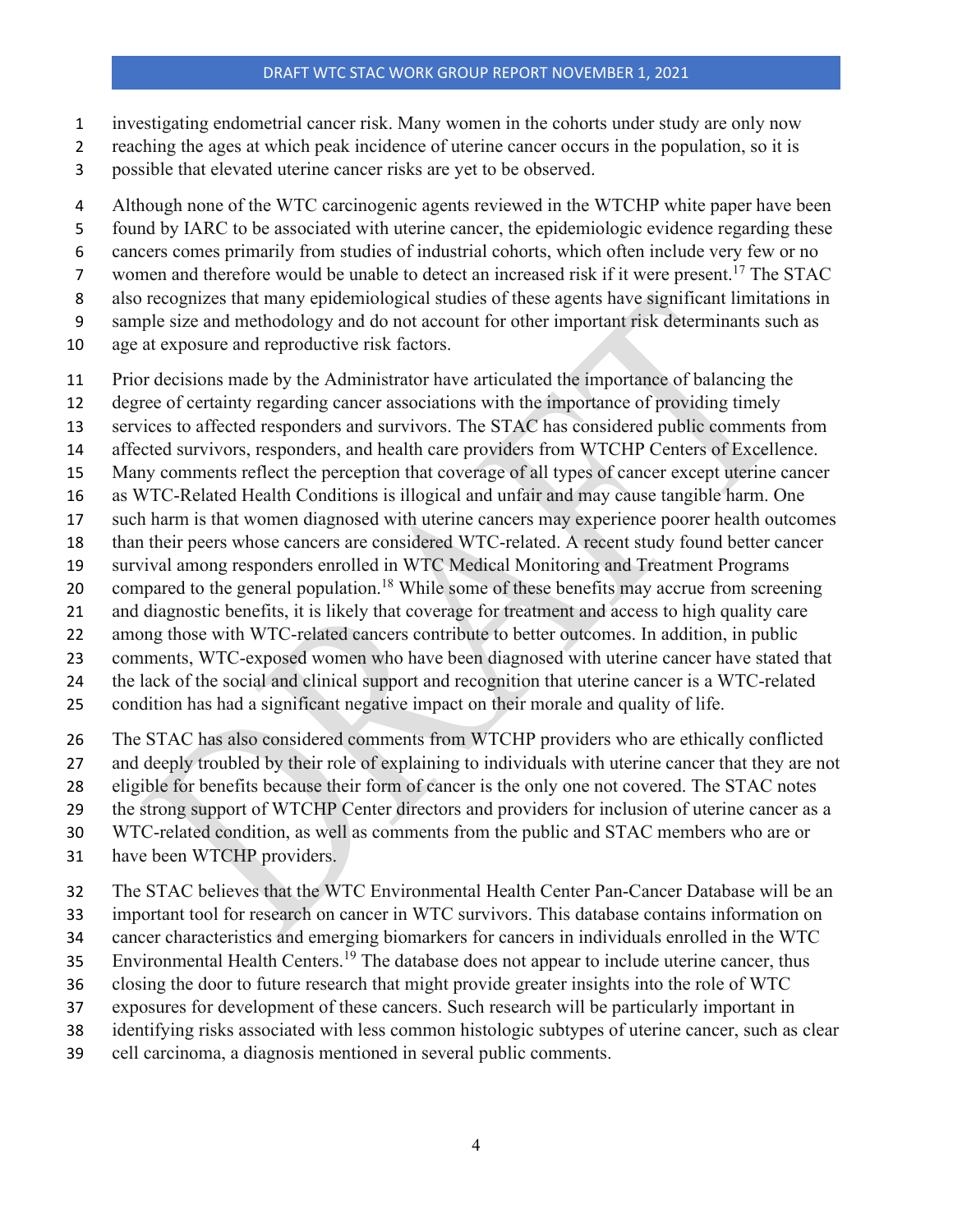investigating endometrial cancer risk. Many women in the cohorts under study are only now reaching the ages at which peak incidence of uterine cancer occurs in the population, so it is possible that elevated uterine cancer risks are yet to be observed.

Although none of the WTC carcinogenic agents reviewed in the WTCHP white paper have been found by IARC to be associated with uterine cancer, the epidemiologic evidence regarding these cancers comes primarily from studies of industrial cohorts, which often include very few or no women and therefore would be unable to detect an increased risk if it were present.[17] The STAC also recognizes that many epidemiological studies of these agents have significant limitations in sample size and methodology and do not account for other important risk determinants such as age at exposure and reproductive risk factors.

Prior decisions made by the Administrator have articulated the importance of balancing the degree of certainty regarding cancer associations with the importance of providing timely services to affected responders and survivors. The STAC has considered public comments from affected survivors, responders, and health care providers from WTCHP Centers of Excellence. Many comments reflect the perception that coverage of all types of cancer except uterine cancer as WTC-Related Health Conditions is illogical and unfair and may cause tangible harm. One such harm is that women diagnosed with uterine cancers may experience poorer health outcomes than their peers whose cancers are considered WTC-related. A recent study found better cancer survival among responders enrolled in WTC Medical Monitoring and Treatment Programs compared to the general population.[18] While some of these benefits may accrue from screening and diagnostic benefits, it is likely that coverage for treatment and access to high quality care among those with WTC-related cancers contribute to better outcomes. In addition, in public comments, WTC-exposed women who have been diagnosed with uterine cancer have stated that the lack of the social and clinical support and recognition that uterine cancer is a WTC-related condition has had a significant negative impact on their morale and quality of life.

The STAC has also considered comments from WTCHP providers who are ethically conflicted and deeply troubled by their role of explaining to individuals with uterine cancer that they are not eligible for benefits because their form of cancer is the only one not covered. The STAC notes the strong support of WTCHP Center directors and providers for inclusion of uterine cancer as a WTC-related condition, as well as comments from the public and STAC members who are or have been WTCHP providers.

The STAC believes that the WTC Environmental Health Center Pan-Cancer Database will be an important tool for research on cancer in WTC survivors. This database contains information on cancer characteristics and emerging biomarkers for cancers in individuals enrolled in the WTC Environmental Health Centers.[19] The database does not appear to include uterine cancer, thus closing the door to future research that might provide greater insights into the role of WTC exposures for development of these cancers. Such research will be particularly important in identifying risks associated with less common histologic subtypes of uterine cancer, such as clear cell carcinoma, a diagnosis mentioned in several public comments.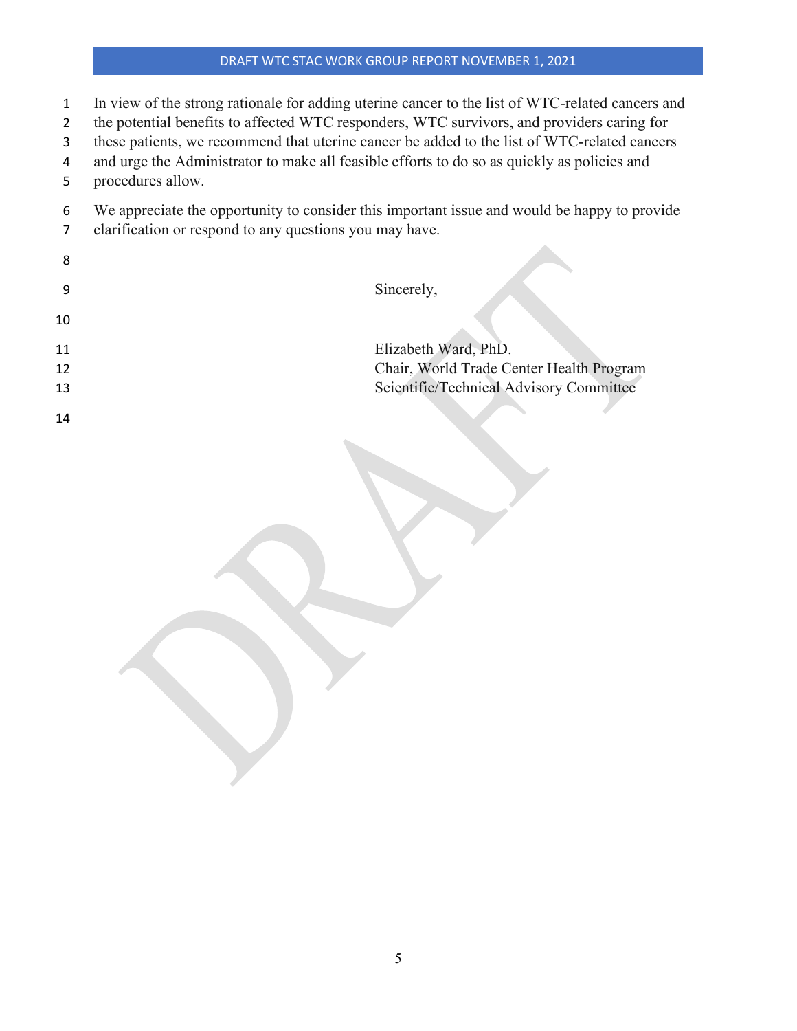In view of the strong rationale for adding uterine cancer to the list of WTC-related cancers and the potential benefits to affected WTC responders, WTC survivors, and providers caring for these patients, we recommend that uterine cancer be added to the list of WTC-related cancers and urge the Administrator to make all feasible efforts to do so as quickly as policies and procedures allow.

We appreciate the opportunity to consider this important issue and would be happy to provide clarification or respond to any questions you may have.

Sincerely,

Elizabeth Ward, PhD.
Chair, World Trade Center Health Program
Scientific/Technical Advisory Committee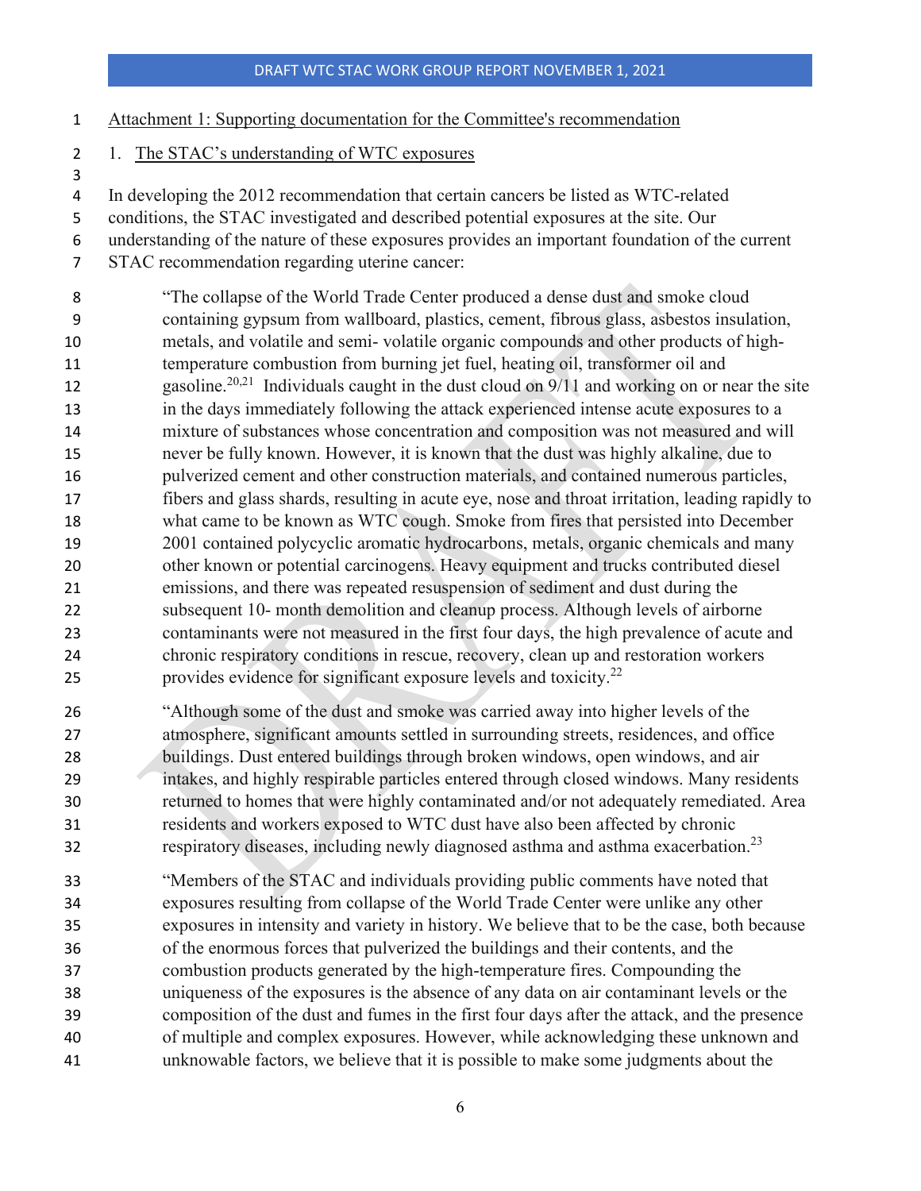Attachment 1: Supporting documentation for the Committee's recommendation

1. The STAC's understanding of WTC exposures

In developing the 2012 recommendation that certain cancers be listed as WTC-related conditions, the STAC investigated and described potential exposures at the site. Our understanding of the nature of these exposures provides an important foundation of the current STAC recommendation regarding uterine cancer:

> "The collapse of the World Trade Center produced a dense dust and smoke cloud containing gypsum from wallboard, plastics, cement, fibrous glass, asbestos insulation, metals, and volatile and semi- volatile organic compounds and other products of high-temperature combustion from burning jet fuel, heating oil, transformer oil and gasoline.[20,21] Individuals caught in the dust cloud on 9/11 and working on or near the site in the days immediately following the attack experienced intense acute exposures to a mixture of substances whose concentration and composition was not measured and will never be fully known. However, it is known that the dust was highly alkaline, due to pulverized cement and other construction materials, and contained numerous particles, fibers and glass shards, resulting in acute eye, nose and throat irritation, leading rapidly to what came to be known as WTC cough. Smoke from fires that persisted into December 2001 contained polycyclic aromatic hydrocarbons, metals, organic chemicals and many other known or potential carcinogens. Heavy equipment and trucks contributed diesel emissions, and there was repeated resuspension of sediment and dust during the subsequent 10- month demolition and cleanup process. Although levels of airborne contaminants were not measured in the first four days, the high prevalence of acute and chronic respiratory conditions in rescue, recovery, clean up and restoration workers provides evidence for significant exposure levels and toxicity.[22]
>
> "Although some of the dust and smoke was carried away into higher levels of the atmosphere, significant amounts settled in surrounding streets, residences, and office buildings. Dust entered buildings through broken windows, open windows, and air intakes, and highly respirable particles entered through closed windows. Many residents returned to homes that were highly contaminated and/or not adequately remediated. Area residents and workers exposed to WTC dust have also been affected by chronic respiratory diseases, including newly diagnosed asthma and asthma exacerbation.[23]
>
> "Members of the STAC and individuals providing public comments have noted that exposures resulting from collapse of the World Trade Center were unlike any other exposures in intensity and variety in history. We believe that to be the case, both because of the enormous forces that pulverized the buildings and their contents, and the combustion products generated by the high-temperature fires. Compounding the uniqueness of the exposures is the absence of any data on air contaminant levels or the composition of the dust and fumes in the first four days after the attack, and the presence of multiple and complex exposures. However, while acknowledging these unknown and unknowable factors, we believe that it is possible to make some judgments about the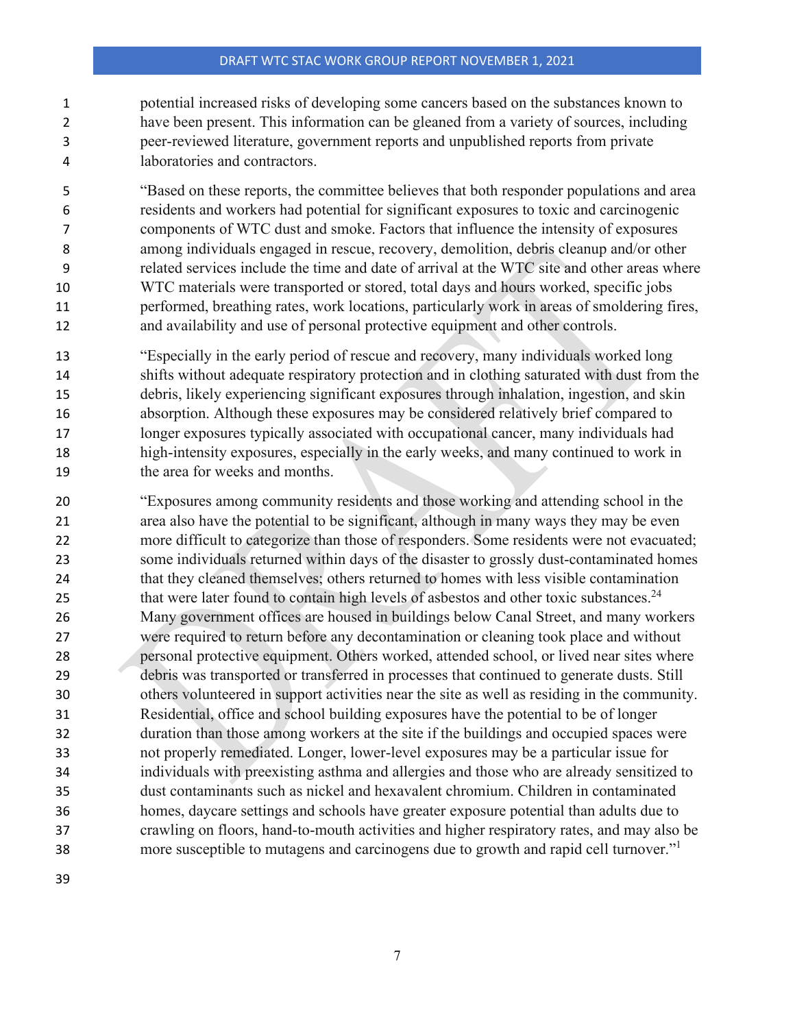potential increased risks of developing some cancers based on the substances known to have been present. This information can be gleaned from a variety of sources, including peer-reviewed literature, government reports and unpublished reports from private laboratories and contractors.

"Based on these reports, the committee believes that both responder populations and area residents and workers had potential for significant exposures to toxic and carcinogenic components of WTC dust and smoke. Factors that influence the intensity of exposures among individuals engaged in rescue, recovery, demolition, debris cleanup and/or other related services include the time and date of arrival at the WTC site and other areas where WTC materials were transported or stored, total days and hours worked, specific jobs performed, breathing rates, work locations, particularly work in areas of smoldering fires, and availability and use of personal protective equipment and other controls.

"Especially in the early period of rescue and recovery, many individuals worked long shifts without adequate respiratory protection and in clothing saturated with dust from the debris, likely experiencing significant exposures through inhalation, ingestion, and skin absorption. Although these exposures may be considered relatively brief compared to longer exposures typically associated with occupational cancer, many individuals had high-intensity exposures, especially in the early weeks, and many continued to work in the area for weeks and months.

"Exposures among community residents and those working and attending school in the area also have the potential to be significant, although in many ways they may be even more difficult to categorize than those of responders. Some residents were not evacuated; some individuals returned within days of the disaster to grossly dust-contaminated homes that they cleaned themselves; others returned to homes with less visible contamination that were later found to contain high levels of asbestos and other toxic substances.[24] Many government offices are housed in buildings below Canal Street, and many workers were required to return before any decontamination or cleaning took place and without personal protective equipment. Others worked, attended school, or lived near sites where debris was transported or transferred in processes that continued to generate dusts. Still others volunteered in support activities near the site as well as residing in the community. Residential, office and school building exposures have the potential to be of longer duration than those among workers at the site if the buildings and occupied spaces were not properly remediated. Longer, lower-level exposures may be a particular issue for individuals with preexisting asthma and allergies and those who are already sensitized to dust contaminants such as nickel and hexavalent chromium. Children in contaminated homes, daycare settings and schools have greater exposure potential than adults due to crawling on floors, hand-to-mouth activities and higher respiratory rates, and may also be more susceptible to mutagens and carcinogens due to growth and rapid cell turnover."[1]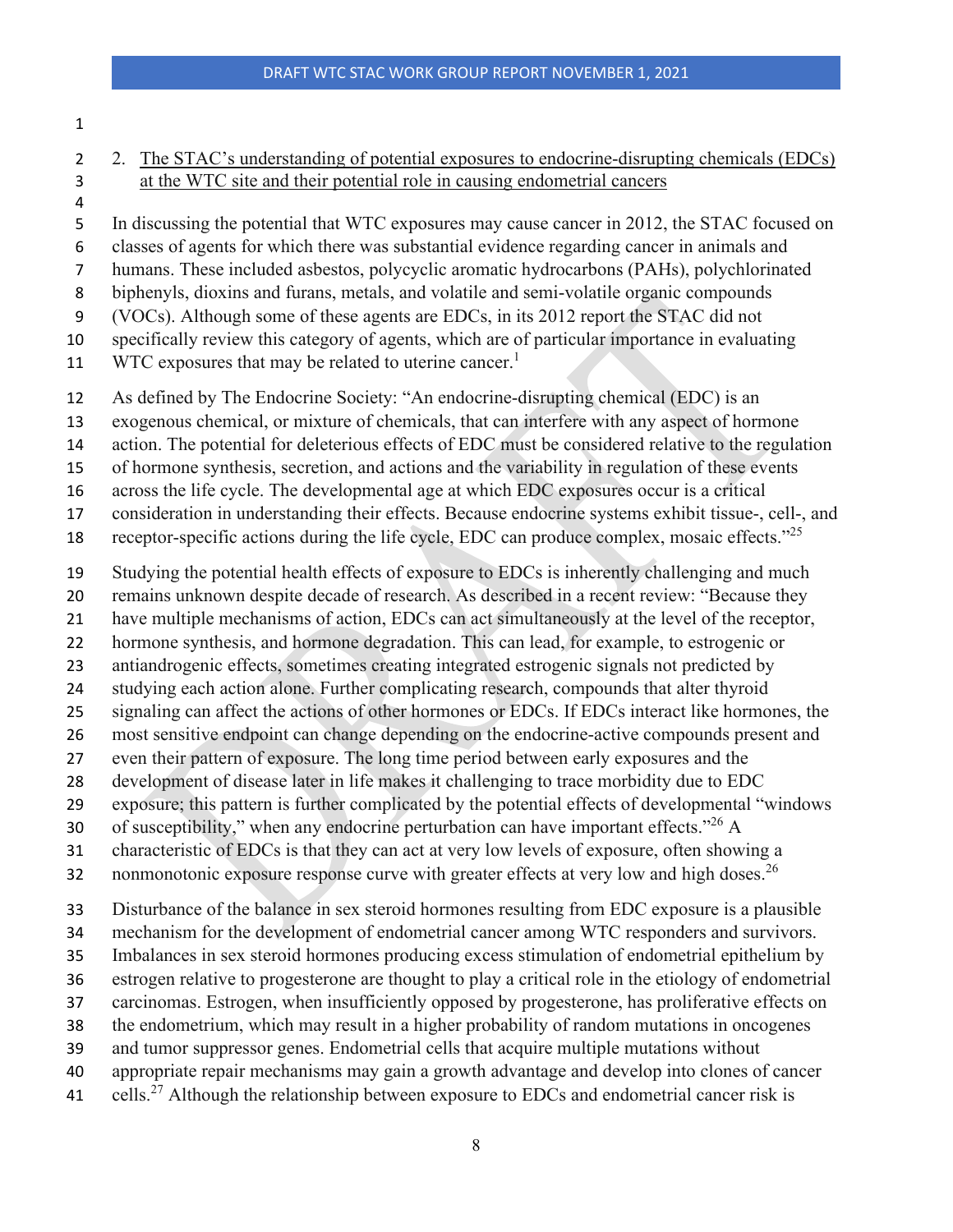2. <u>The STAC's understanding of potential exposures to endocrine-disrupting chemicals (EDCs) at the WTC site and their potential role in causing endometrial cancers</u>

In discussing the potential that WTC exposures may cause cancer in 2012, the STAC focused on classes of agents for which there was substantial evidence regarding cancer in animals and humans. These included asbestos, polycyclic aromatic hydrocarbons (PAHs), polychlorinated biphenyls, dioxins and furans, metals, and volatile and semi-volatile organic compounds (VOCs). Although some of these agents are EDCs, in its 2012 report the STAC did not specifically review this category of agents, which are of particular importance in evaluating WTC exposures that may be related to uterine cancer.[1]

As defined by The Endocrine Society: "An endocrine-disrupting chemical (EDC) is an exogenous chemical, or mixture of chemicals, that can interfere with any aspect of hormone action. The potential for deleterious effects of EDC must be considered relative to the regulation of hormone synthesis, secretion, and actions and the variability in regulation of these events across the life cycle. The developmental age at which EDC exposures occur is a critical consideration in understanding their effects. Because endocrine systems exhibit tissue-, cell-, and receptor-specific actions during the life cycle, EDC can produce complex, mosaic effects."[25]

Studying the potential health effects of exposure to EDCs is inherently challenging and much remains unknown despite decade of research. As described in a recent review: "Because they have multiple mechanisms of action, EDCs can act simultaneously at the level of the receptor, hormone synthesis, and hormone degradation. This can lead, for example, to estrogenic or antiandrogenic effects, sometimes creating integrated estrogenic signals not predicted by studying each action alone. Further complicating research, compounds that alter thyroid signaling can affect the actions of other hormones or EDCs. If EDCs interact like hormones, the most sensitive endpoint can change depending on the endocrine-active compounds present and even their pattern of exposure. The long time period between early exposures and the development of disease later in life makes it challenging to trace morbidity due to EDC exposure; this pattern is further complicated by the potential effects of developmental "windows of susceptibility," when any endocrine perturbation can have important effects."[26] A characteristic of EDCs is that they can act at very low levels of exposure, often showing a nonmonotonic exposure response curve with greater effects at very low and high doses.[26]

Disturbance of the balance in sex steroid hormones resulting from EDC exposure is a plausible mechanism for the development of endometrial cancer among WTC responders and survivors. Imbalances in sex steroid hormones producing excess stimulation of endometrial epithelium by estrogen relative to progesterone are thought to play a critical role in the etiology of endometrial carcinomas. Estrogen, when insufficiently opposed by progesterone, has proliferative effects on the endometrium, which may result in a higher probability of random mutations in oncogenes and tumor suppressor genes. Endometrial cells that acquire multiple mutations without appropriate repair mechanisms may gain a growth advantage and develop into clones of cancer cells.[27] Although the relationship between exposure to EDCs and endometrial cancer risk is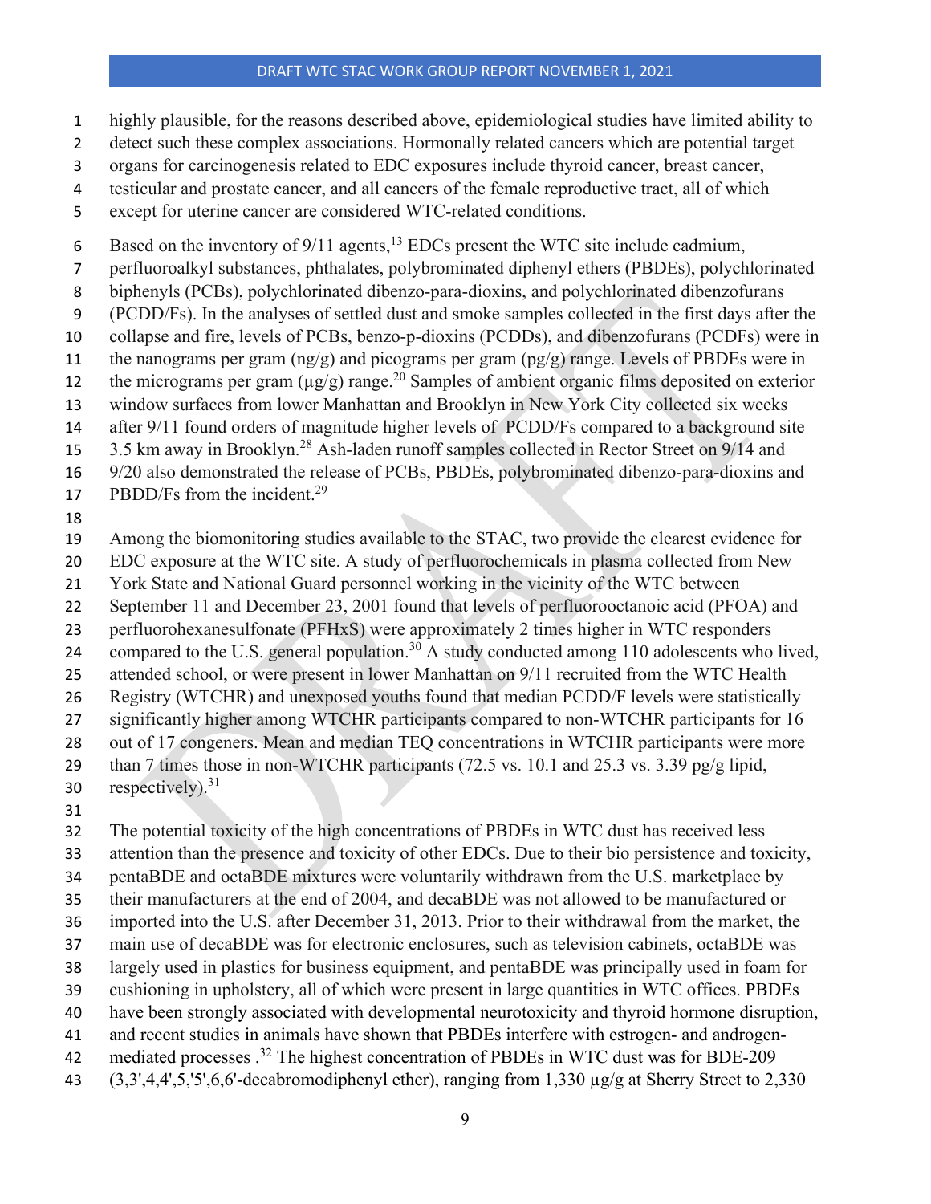highly plausible, for the reasons described above, epidemiological studies have limited ability to detect such these complex associations. Hormonally related cancers which are potential target organs for carcinogenesis related to EDC exposures include thyroid cancer, breast cancer, testicular and prostate cancer, and all cancers of the female reproductive tract, all of which except for uterine cancer are considered WTC-related conditions.

Based on the inventory of 9/11 agents,[13] EDCs present the WTC site include cadmium, perfluoroalkyl substances, phthalates, polybrominated diphenyl ethers (PBDEs), polychlorinated biphenyls (PCBs), polychlorinated dibenzo-para-dioxins, and polychlorinated dibenzofurans (PCDD/Fs). In the analyses of settled dust and smoke samples collected in the first days after the collapse and fire, levels of PCBs, benzo-p-dioxins (PCDDs), and dibenzofurans (PCDFs) were in the nanograms per gram (ng/g) and picograms per gram (pg/g) range. Levels of PBDEs were in the micrograms per gram (µg/g) range.[20] Samples of ambient organic films deposited on exterior window surfaces from lower Manhattan and Brooklyn in New York City collected six weeks after 9/11 found orders of magnitude higher levels of PCDD/Fs compared to a background site 3.5 km away in Brooklyn.[28] Ash-laden runoff samples collected in Rector Street on 9/14 and 9/20 also demonstrated the release of PCBs, PBDEs, polybrominated dibenzo-para-dioxins and PBDD/Fs from the incident.[29]

Among the biomonitoring studies available to the STAC, two provide the clearest evidence for EDC exposure at the WTC site. A study of perfluorochemicals in plasma collected from New York State and National Guard personnel working in the vicinity of the WTC between September 11 and December 23, 2001 found that levels of perfluorooctanoic acid (PFOA) and perfluorohexanesulfonate (PFHxS) were approximately 2 times higher in WTC responders compared to the U.S. general population.[30] A study conducted among 110 adolescents who lived, attended school, or were present in lower Manhattan on 9/11 recruited from the WTC Health Registry (WTCHR) and unexposed youths found that median PCDD/F levels were statistically significantly higher among WTCHR participants compared to non-WTCHR participants for 16 out of 17 congeners. Mean and median TEQ concentrations in WTCHR participants were more than 7 times those in non-WTCHR participants (72.5 vs. 10.1 and 25.3 vs. 3.39 pg/g lipid, respectively).[31]

The potential toxicity of the high concentrations of PBDEs in WTC dust has received less attention than the presence and toxicity of other EDCs. Due to their bio persistence and toxicity, pentaBDE and octaBDE mixtures were voluntarily withdrawn from the U.S. marketplace by their manufacturers at the end of 2004, and decaBDE was not allowed to be manufactured or imported into the U.S. after December 31, 2013. Prior to their withdrawal from the market, the main use of decaBDE was for electronic enclosures, such as television cabinets, octaBDE was largely used in plastics for business equipment, and pentaBDE was principally used in foam for cushioning in upholstery, all of which were present in large quantities in WTC offices. PBDEs have been strongly associated with developmental neurotoxicity and thyroid hormone disruption, and recent studies in animals have shown that PBDEs interfere with estrogen- and androgen-mediated processes .[32] The highest concentration of PBDEs in WTC dust was for BDE-209 (3,3',4,4',5,'5',6,6'-decabromodiphenyl ether), ranging from 1,330 µg/g at Sherry Street to 2,330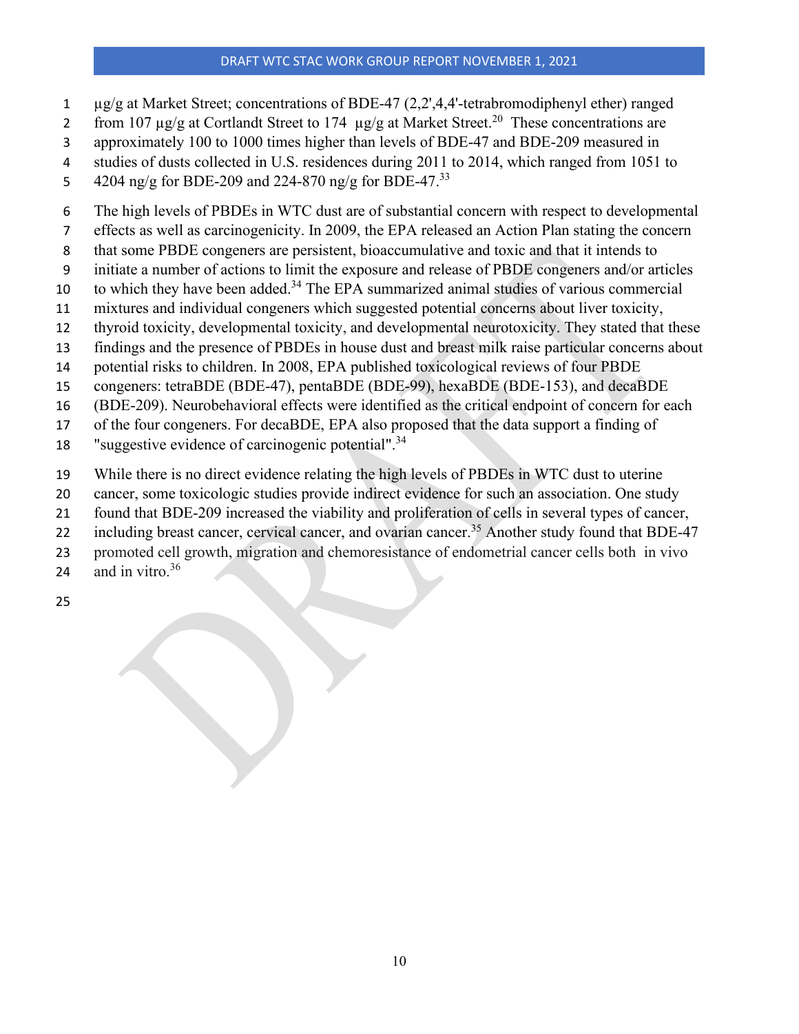µg/g at Market Street; concentrations of BDE-47 (2,2',4,4'-tetrabromodiphenyl ether) ranged from 107 µg/g at Cortlandt Street to 174 µg/g at Market Street.[20] These concentrations are approximately 100 to 1000 times higher than levels of BDE-47 and BDE-209 measured in studies of dusts collected in U.S. residences during 2011 to 2014, which ranged from 1051 to 4204 ng/g for BDE-209 and 224-870 ng/g for BDE-47.[33]

The high levels of PBDEs in WTC dust are of substantial concern with respect to developmental effects as well as carcinogenicity. In 2009, the EPA released an Action Plan stating the concern that some PBDE congeners are persistent, bioaccumulative and toxic and that it intends to initiate a number of actions to limit the exposure and release of PBDE congeners and/or articles to which they have been added.[34] The EPA summarized animal studies of various commercial mixtures and individual congeners which suggested potential concerns about liver toxicity, thyroid toxicity, developmental toxicity, and developmental neurotoxicity. They stated that these findings and the presence of PBDEs in house dust and breast milk raise particular concerns about potential risks to children. In 2008, EPA published toxicological reviews of four PBDE congeners: tetraBDE (BDE-47), pentaBDE (BDE-99), hexaBDE (BDE-153), and decaBDE (BDE-209). Neurobehavioral effects were identified as the critical endpoint of concern for each of the four congeners. For decaBDE, EPA also proposed that the data support a finding of "suggestive evidence of carcinogenic potential".[34]

While there is no direct evidence relating the high levels of PBDEs in WTC dust to uterine cancer, some toxicologic studies provide indirect evidence for such an association. One study found that BDE-209 increased the viability and proliferation of cells in several types of cancer, including breast cancer, cervical cancer, and ovarian cancer.[35] Another study found that BDE-47 promoted cell growth, migration and chemoresistance of endometrial cancer cells both in vivo and in vitro.[36]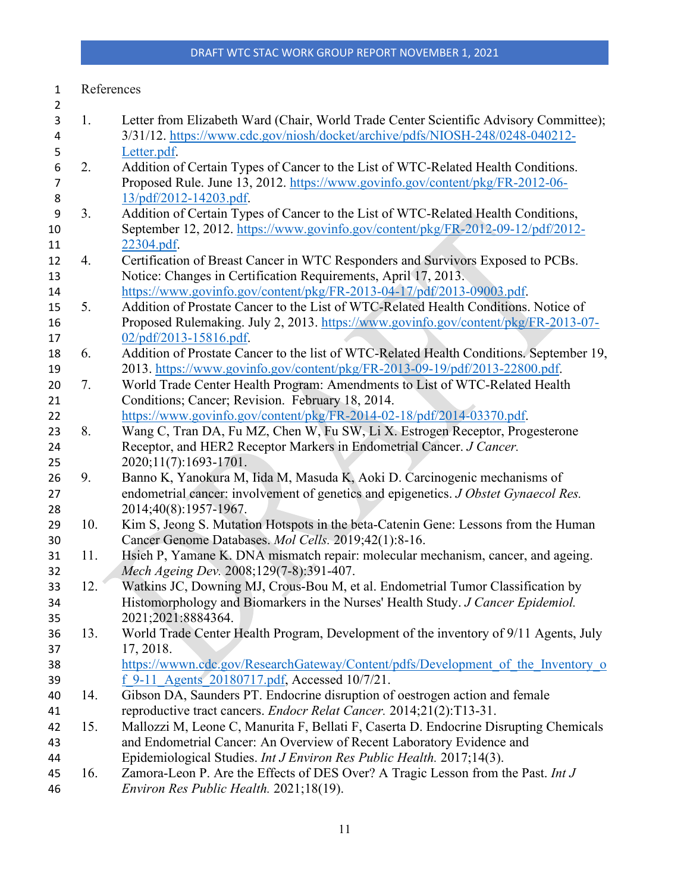# References

1. Letter from Elizabeth Ward (Chair, World Trade Center Scientific Advisory Committee); 3/31/12. https://www.cdc.gov/niosh/docket/archive/pdfs/NIOSH-248/0248-040212-Letter.pdf.
2. Addition of Certain Types of Cancer to the List of WTC-Related Health Conditions. Proposed Rule. June 13, 2012. https://www.govinfo.gov/content/pkg/FR-2012-06-13/pdf/2012-14203.pdf.
3. Addition of Certain Types of Cancer to the List of WTC-Related Health Conditions, September 12, 2012. https://www.govinfo.gov/content/pkg/FR-2012-09-12/pdf/2012-22304.pdf.
4. Certification of Breast Cancer in WTC Responders and Survivors Exposed to PCBs. Notice: Changes in Certification Requirements, April 17, 2013. https://www.govinfo.gov/content/pkg/FR-2013-04-17/pdf/2013-09003.pdf.
5. Addition of Prostate Cancer to the List of WTC-Related Health Conditions. Notice of Proposed Rulemaking. July 2, 2013. https://www.govinfo.gov/content/pkg/FR-2013-07-02/pdf/2013-15816.pdf.
6. Addition of Prostate Cancer to the list of WTC-Related Health Conditions. September 19, 2013. https://www.govinfo.gov/content/pkg/FR-2013-09-19/pdf/2013-22800.pdf.
7. World Trade Center Health Program: Amendments to List of WTC-Related Health Conditions; Cancer; Revision. February 18, 2014. https://www.govinfo.gov/content/pkg/FR-2014-02-18/pdf/2014-03370.pdf.
8. Wang C, Tran DA, Fu MZ, Chen W, Fu SW, Li X. Estrogen Receptor, Progesterone Receptor, and HER2 Receptor Markers in Endometrial Cancer. *J Cancer.* 2020;11(7):1693-1701.
9. Banno K, Yanokura M, Iida M, Masuda K, Aoki D. Carcinogenic mechanisms of endometrial cancer: involvement of genetics and epigenetics. *J Obstet Gynaecol Res.* 2014;40(8):1957-1967.
10. Kim S, Jeong S. Mutation Hotspots in the beta-Catenin Gene: Lessons from the Human Cancer Genome Databases. *Mol Cells.* 2019;42(1):8-16.
11. Hsieh P, Yamane K. DNA mismatch repair: molecular mechanism, cancer, and ageing. *Mech Ageing Dev.* 2008;129(7-8):391-407.
12. Watkins JC, Downing MJ, Crous-Bou M, et al. Endometrial Tumor Classification by Histomorphology and Biomarkers in the Nurses' Health Study. *J Cancer Epidemiol.* 2021;2021:8884364.
13. World Trade Center Health Program, Development of the inventory of 9/11 Agents, July 17, 2018. https://wwwn.cdc.gov/ResearchGateway/Content/pdfs/Development_of_the_Inventory_of_9-11_Agents_20180717.pdf, Accessed 10/7/21.
14. Gibson DA, Saunders PT. Endocrine disruption of oestrogen action and female reproductive tract cancers. *Endocr Relat Cancer.* 2014;21(2):T13-31.
15. Mallozzi M, Leone C, Manurita F, Bellati F, Caserta D. Endocrine Disrupting Chemicals and Endometrial Cancer: An Overview of Recent Laboratory Evidence and Epidemiological Studies. *Int J Environ Res Public Health.* 2017;14(3).
16. Zamora-Leon P. Are the Effects of DES Over? A Tragic Lesson from the Past. *Int J Environ Res Public Health.* 2021;18(19).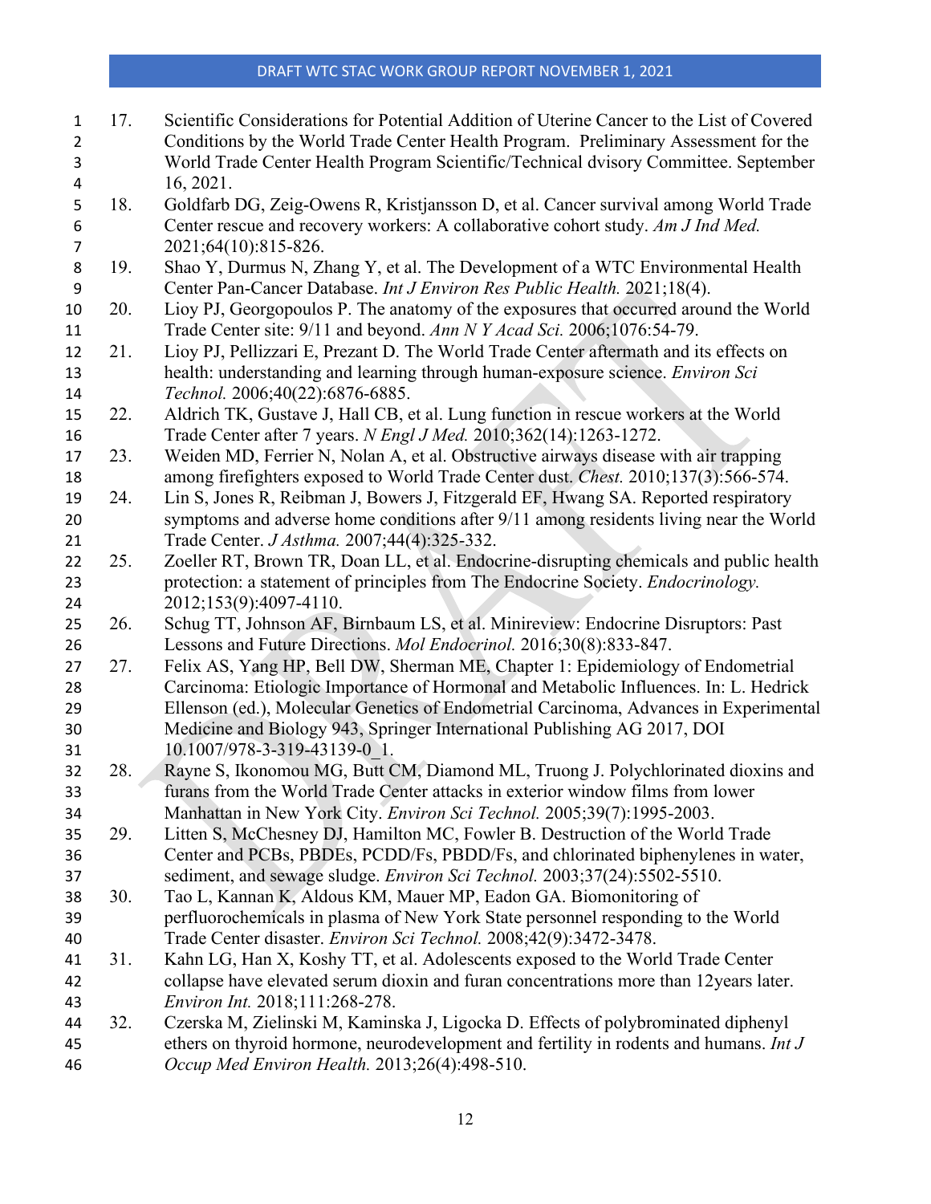17. Scientific Considerations for Potential Addition of Uterine Cancer to the List of Covered Conditions by the World Trade Center Health Program. Preliminary Assessment for the World Trade Center Health Program Scientific/Technical dvisory Committee. September 16, 2021.
18. Goldfarb DG, Zeig-Owens R, Kristjansson D, et al. Cancer survival among World Trade Center rescue and recovery workers: A collaborative cohort study. *Am J Ind Med.* 2021;64(10):815-826.
19. Shao Y, Durmus N, Zhang Y, et al. The Development of a WTC Environmental Health Center Pan-Cancer Database. *Int J Environ Res Public Health.* 2021;18(4).
20. Lioy PJ, Georgopoulos P. The anatomy of the exposures that occurred around the World Trade Center site: 9/11 and beyond. *Ann N Y Acad Sci.* 2006;1076:54-79.
21. Lioy PJ, Pellizzari E, Prezant D. The World Trade Center aftermath and its effects on health: understanding and learning through human-exposure science. *Environ Sci Technol.* 2006;40(22):6876-6885.
22. Aldrich TK, Gustave J, Hall CB, et al. Lung function in rescue workers at the World Trade Center after 7 years. *N Engl J Med.* 2010;362(14):1263-1272.
23. Weiden MD, Ferrier N, Nolan A, et al. Obstructive airways disease with air trapping among firefighters exposed to World Trade Center dust. *Chest.* 2010;137(3):566-574.
24. Lin S, Jones R, Reibman J, Bowers J, Fitzgerald EF, Hwang SA. Reported respiratory symptoms and adverse home conditions after 9/11 among residents living near the World Trade Center. *J Asthma.* 2007;44(4):325-332.
25. Zoeller RT, Brown TR, Doan LL, et al. Endocrine-disrupting chemicals and public health protection: a statement of principles from The Endocrine Society. *Endocrinology.* 2012;153(9):4097-4110.
26. Schug TT, Johnson AF, Birnbaum LS, et al. Minireview: Endocrine Disruptors: Past Lessons and Future Directions. *Mol Endocrinol.* 2016;30(8):833-847.
27. Felix AS, Yang HP, Bell DW, Sherman ME, Chapter 1: Epidemiology of Endometrial Carcinoma: Etiologic Importance of Hormonal and Metabolic Influences. In: L. Hedrick Ellenson (ed.), Molecular Genetics of Endometrial Carcinoma, Advances in Experimental Medicine and Biology 943, Springer International Publishing AG 2017, DOI 10.1007/978-3-319-43139-0_1.
28. Rayne S, Ikonomou MG, Butt CM, Diamond ML, Truong J. Polychlorinated dioxins and furans from the World Trade Center attacks in exterior window films from lower Manhattan in New York City. *Environ Sci Technol.* 2005;39(7):1995-2003.
29. Litten S, McChesney DJ, Hamilton MC, Fowler B. Destruction of the World Trade Center and PCBs, PBDEs, PCDD/Fs, PBDD/Fs, and chlorinated biphenylenes in water, sediment, and sewage sludge. *Environ Sci Technol.* 2003;37(24):5502-5510.
30. Tao L, Kannan K, Aldous KM, Mauer MP, Eadon GA. Biomonitoring of perfluorochemicals in plasma of New York State personnel responding to the World Trade Center disaster. *Environ Sci Technol.* 2008;42(9):3472-3478.
31. Kahn LG, Han X, Koshy TT, et al. Adolescents exposed to the World Trade Center collapse have elevated serum dioxin and furan concentrations more than 12years later. *Environ Int.* 2018;111:268-278.
32. Czerska M, Zielinski M, Kaminska J, Ligocka D. Effects of polybrominated diphenyl ethers on thyroid hormone, neurodevelopment and fertility in rodents and humans. *Int J Occup Med Environ Health.* 2013;26(4):498-510.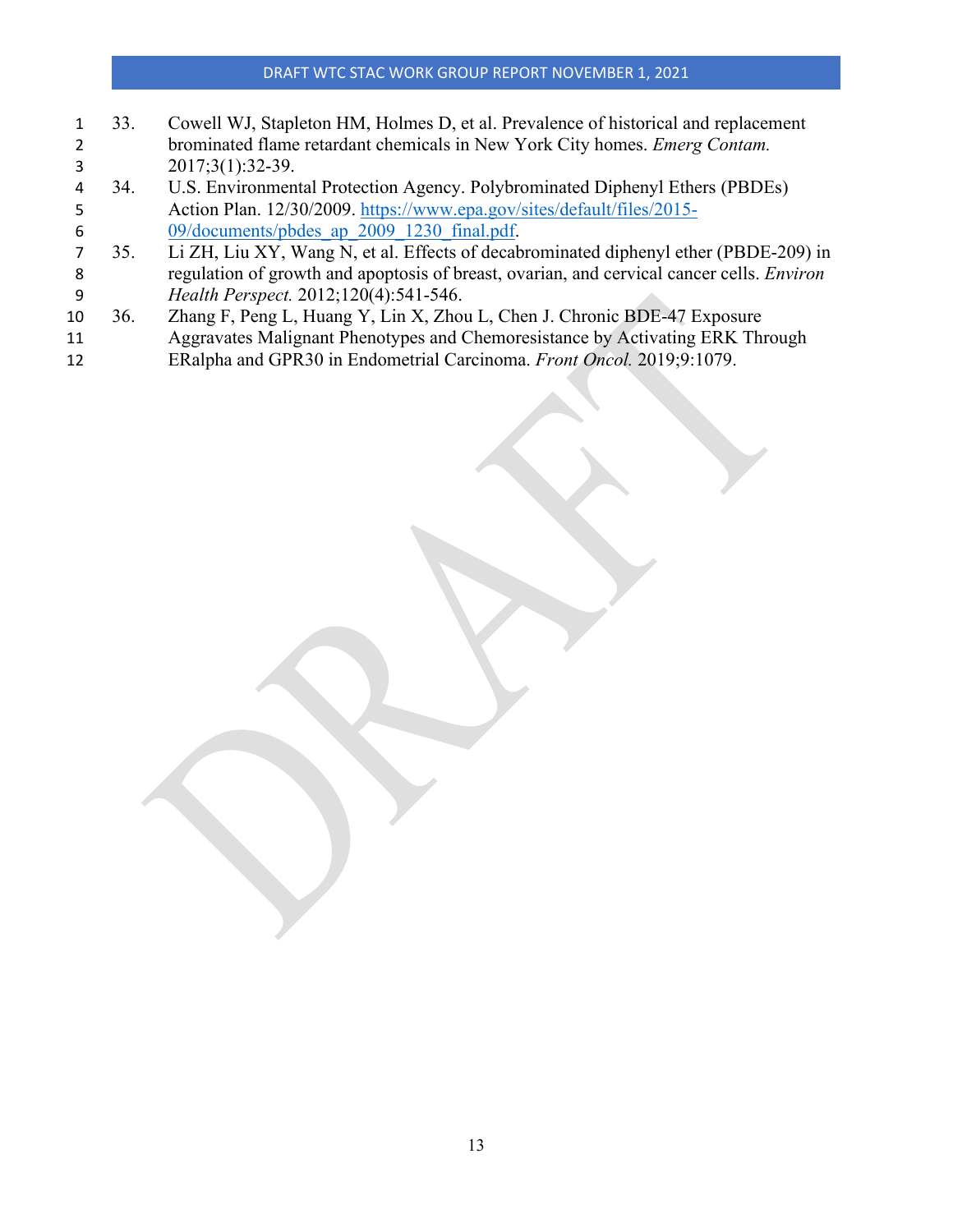33. Cowell WJ, Stapleton HM, Holmes D, et al. Prevalence of historical and replacement brominated flame retardant chemicals in New York City homes. *Emerg Contam.* 2017;3(1):32-39.
34. U.S. Environmental Protection Agency. Polybrominated Diphenyl Ethers (PBDEs) Action Plan. 12/30/2009. https://www.epa.gov/sites/default/files/2015-09/documents/pbdes_ap_2009_1230_final.pdf.
35. Li ZH, Liu XY, Wang N, et al. Effects of decabrominated diphenyl ether (PBDE-209) in regulation of growth and apoptosis of breast, ovarian, and cervical cancer cells. *Environ Health Perspect.* 2012;120(4):541-546.
36. Zhang F, Peng L, Huang Y, Lin X, Zhou L, Chen J. Chronic BDE-47 Exposure Aggravates Malignant Phenotypes and Chemoresistance by Activating ERK Through ERalpha and GPR30 in Endometrial Carcinoma. *Front Oncol.* 2019;9:1079.